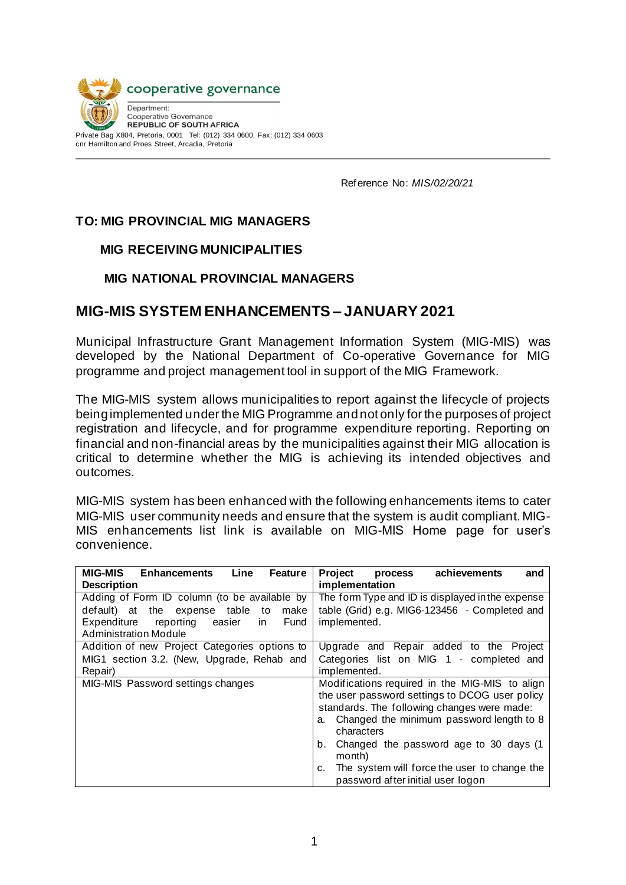cooperative governance

Department:
Cooperative Governance
**REPUBLIC OF SOUTH AFRICA**
Private Bag X804, Pretoria, 0001 Tel: (012) 334 0600, Fax: (012) 334 0603
cnr Hamilton and Proes Street, Arcadia, Pretoria

Reference No: *MIS/02/20/21*

**TO: MIG PROVINCIAL MIG MANAGERS**

**MIG RECEIVING MUNICIPALITIES**

**MIG NATIONAL PROVINCIAL MANAGERS**

## MIG-MIS SYSTEM ENHANCEMENTS – JANUARY 2021

Municipal Infrastructure Grant Management Information System (MIG-MIS) was developed by the National Department of Co-operative Governance for MIG programme and project management tool in support of the MIG Framework.

The MIG-MIS system allows municipalities to report against the lifecycle of projects being implemented under the MIG Programme and not only for the purposes of project registration and lifecycle, and for programme expenditure reporting. Reporting on financial and non-financial areas by the municipalities against their MIG allocation is critical to determine whether the MIG is achieving its intended objectives and outcomes.

MIG-MIS system has been enhanced with the following enhancements items to cater MIG-MIS user community needs and ensure that the system is audit compliant. MIG-MIS enhancements list link is available on MIG-MIS Home page for user's convenience.

| MIG-MIS Enhancements Line Feature Description | Project process achievements and implementation |
|---|---|
| Adding of Form ID column (to be available by default) at the expense table to make Expenditure reporting easier in Fund Administration Module | The form Type and ID is displayed in the expense table (Grid) e.g. MIG6-123456 - Completed and implemented. |
| Addition of new Project Categories options to MIG1 section 3.2. (New, Upgrade, Rehab and Repair) | Upgrade and Repair added to the Project Categories list on MIG 1 - completed and implemented. |
| MIG-MIS Password settings changes | Modifications required in the MIG-MIS to align the user password settings to DCOG user policy standards. The following changes were made:<br>a. Changed the minimum password length to 8 characters<br>b. Changed the password age to 30 days (1 month)<br>c. The system will force the user to change the password after initial user logon |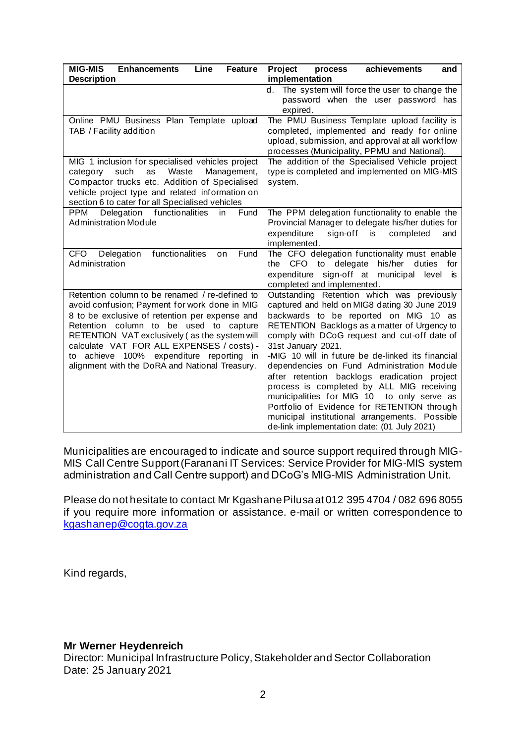| MIG-MIS Enhancements Line Feature Description | Project process achievements and implementation |
|---|---|
| | d. The system will force the user to change the password when the user password has expired. |
| Online PMU Business Plan Template upload TAB / Facility addition | The PMU Business Template upload facility is completed, implemented and ready for online upload, submission, and approval at all workflow processes (Municipality, PPMU and National). |
| MIG 1 inclusion for specialised vehicles project category such as Waste Management, Compactor trucks etc. Addition of Specialised vehicle project type and related information on section 6 to cater for all Specialised vehicles | The addition of the Specialised Vehicle project type is completed and implemented on MIG-MIS system. |
| PPM Delegation functionalities in Fund Administration Module | The PPM delegation functionality to enable the Provincial Manager to delegate his/her duties for expenditure sign-off is completed and implemented. |
| CFO Delegation functionalities on Fund Administration | The CFO delegation functionality must enable the CFO to delegate his/her duties for expenditure sign-off at municipal level is completed and implemented. |
| Retention column to be renamed / re-defined to avoid confusion; Payment for work done in MIG 8 to be exclusive of retention per expense and Retention column to be used to capture RETENTION VAT exclusively ( as the system will calculate VAT FOR ALL EXPENSES / costs) - to achieve 100% expenditure reporting in alignment with the DoRA and National Treasury. | Outstanding Retention which was previously captured and held on MIG8 dating 30 June 2019 backwards to be reported on MIG 10 as RETENTION Backlogs as a matter of Urgency to comply with DCoG request and cut-off date of 31st January 2021.<br>-MIG 10 will in future be de-linked its financial dependencies on Fund Administration Module after retention backlogs eradication project process is completed by ALL MIG receiving municipalities for MIG 10 to only serve as Portfolio of Evidence for RETENTION through municipal institutional arrangements. Possible de-link implementation date: (01 July 2021) |

Municipalities are encouraged to indicate and source support required through MIG-MIS Call Centre Support (Faranani IT Services: Service Provider for MIG-MIS system administration and Call Centre support) and DCoG's MIG-MIS Administration Unit.

Please do not hesitate to contact Mr Kgashane Pilusa at 012 395 4704 / 082 696 8055 if you require more information or assistance. e-mail or written correspondence to [kgashanep@cogta.gov.za](mailto:kgashanep@cogta.gov.za)

Kind regards,

**Mr Werner Heydenreich**
Director: Municipal Infrastructure Policy, Stakeholder and Sector Collaboration
Date: 25 January 2021